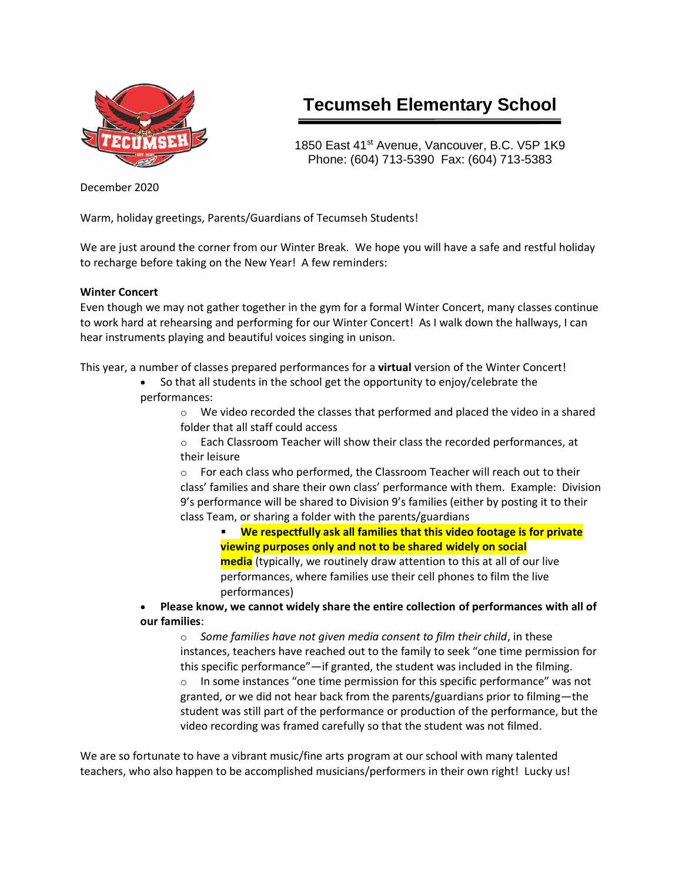# Tecumseh Elementary School

1850 East 41st Avenue, Vancouver, B.C. V5P 1K9
Phone: (604) 713-5390 Fax: (604) 713-5383

December 2020

Warm, holiday greetings, Parents/Guardians of Tecumseh Students!

We are just around the corner from our Winter Break. We hope you will have a safe and restful holiday to recharge before taking on the New Year! A few reminders:

**Winter Concert**

Even though we may not gather together in the gym for a formal Winter Concert, many classes continue to work hard at rehearsing and performing for our Winter Concert! As I walk down the hallways, I can hear instruments playing and beautiful voices singing in unison.

This year, a number of classes prepared performances for a **virtual** version of the Winter Concert!

- So that all students in the school get the opportunity to enjoy/celebrate the performances:
  - We video recorded the classes that performed and placed the video in a shared folder that all staff could access
  - Each Classroom Teacher will show their class the recorded performances, at their leisure
  - For each class who performed, the Classroom Teacher will reach out to their class' families and share their own class' performance with them. Example: Division 9's performance will be shared to Division 9's families (either by posting it to their class Team, or sharing a folder with the parents/guardians
    - **We respectfully ask all families that this video footage is for private viewing purposes only and not to be shared widely on social media** (typically, we routinely draw attention to this at all of our live performances, where families use their cell phones to film the live performances)
- **Please know, we cannot widely share the entire collection of performances with all of our families**:
  - *Some families have not given media consent to film their child*, in these instances, teachers have reached out to the family to seek "one time permission for this specific performance"—if granted, the student was included in the filming.
  - In some instances "one time permission for this specific performance" was not granted, or we did not hear back from the parents/guardians prior to filming—the student was still part of the performance or production of the performance, but the video recording was framed carefully so that the student was not filmed.

We are so fortunate to have a vibrant music/fine arts program at our school with many talented teachers, who also happen to be accomplished musicians/performers in their own right! Lucky us!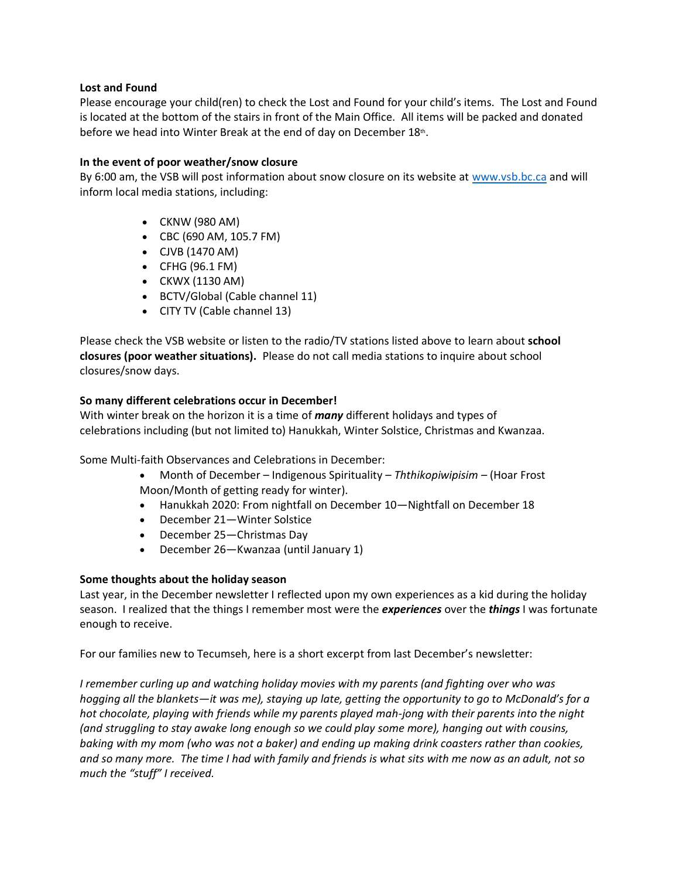**Lost and Found**

Please encourage your child(ren) to check the Lost and Found for your child's items. The Lost and Found is located at the bottom of the stairs in front of the Main Office. All items will be packed and donated before we head into Winter Break at the end of day on December 18th.

**In the event of poor weather/snow closure**

By 6:00 am, the VSB will post information about snow closure on its website at www.vsb.bc.ca and will inform local media stations, including:

- CKNW (980 AM)
- CBC (690 AM, 105.7 FM)
- CJVB (1470 AM)
- CFHG (96.1 FM)
- CKWX (1130 AM)
- BCTV/Global (Cable channel 11)
- CITY TV (Cable channel 13)

Please check the VSB website or listen to the radio/TV stations listed above to learn about **school closures (poor weather situations).** Please do not call media stations to inquire about school closures/snow days.

**So many different celebrations occur in December!**

With winter break on the horizon it is a time of ***many*** different holidays and types of celebrations including (but not limited to) Hanukkah, Winter Solstice, Christmas and Kwanzaa.

Some Multi-faith Observances and Celebrations in December:

- Month of December – Indigenous Spirituality – *Ththikopiwipisim* – (Hoar Frost Moon/Month of getting ready for winter).
- Hanukkah 2020: From nightfall on December 10—Nightfall on December 18
- December 21—Winter Solstice
- December 25—Christmas Day
- December 26—Kwanzaa (until January 1)

**Some thoughts about the holiday season**

Last year, in the December newsletter I reflected upon my own experiences as a kid during the holiday season. I realized that the things I remember most were the ***experiences*** over the ***things*** I was fortunate enough to receive.

For our families new to Tecumseh, here is a short excerpt from last December's newsletter:

*I remember curling up and watching holiday movies with my parents (and fighting over who was hogging all the blankets—it was me), staying up late, getting the opportunity to go to McDonald's for a hot chocolate, playing with friends while my parents played mah-jong with their parents into the night (and struggling to stay awake long enough so we could play some more), hanging out with cousins, baking with my mom (who was not a baker) and ending up making drink coasters rather than cookies, and so many more. The time I had with family and friends is what sits with me now as an adult, not so much the "stuff" I received.*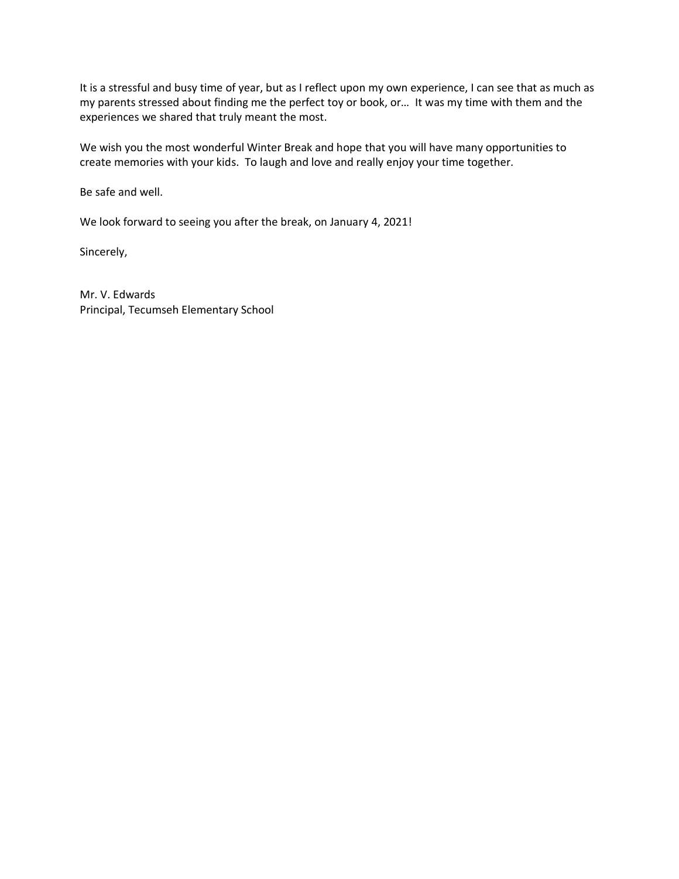It is a stressful and busy time of year, but as I reflect upon my own experience, I can see that as much as my parents stressed about finding me the perfect toy or book, or… It was my time with them and the experiences we shared that truly meant the most.

We wish you the most wonderful Winter Break and hope that you will have many opportunities to create memories with your kids. To laugh and love and really enjoy your time together.

Be safe and well.

We look forward to seeing you after the break, on January 4, 2021!

Sincerely,

Mr. V. Edwards  
Principal, Tecumseh Elementary School